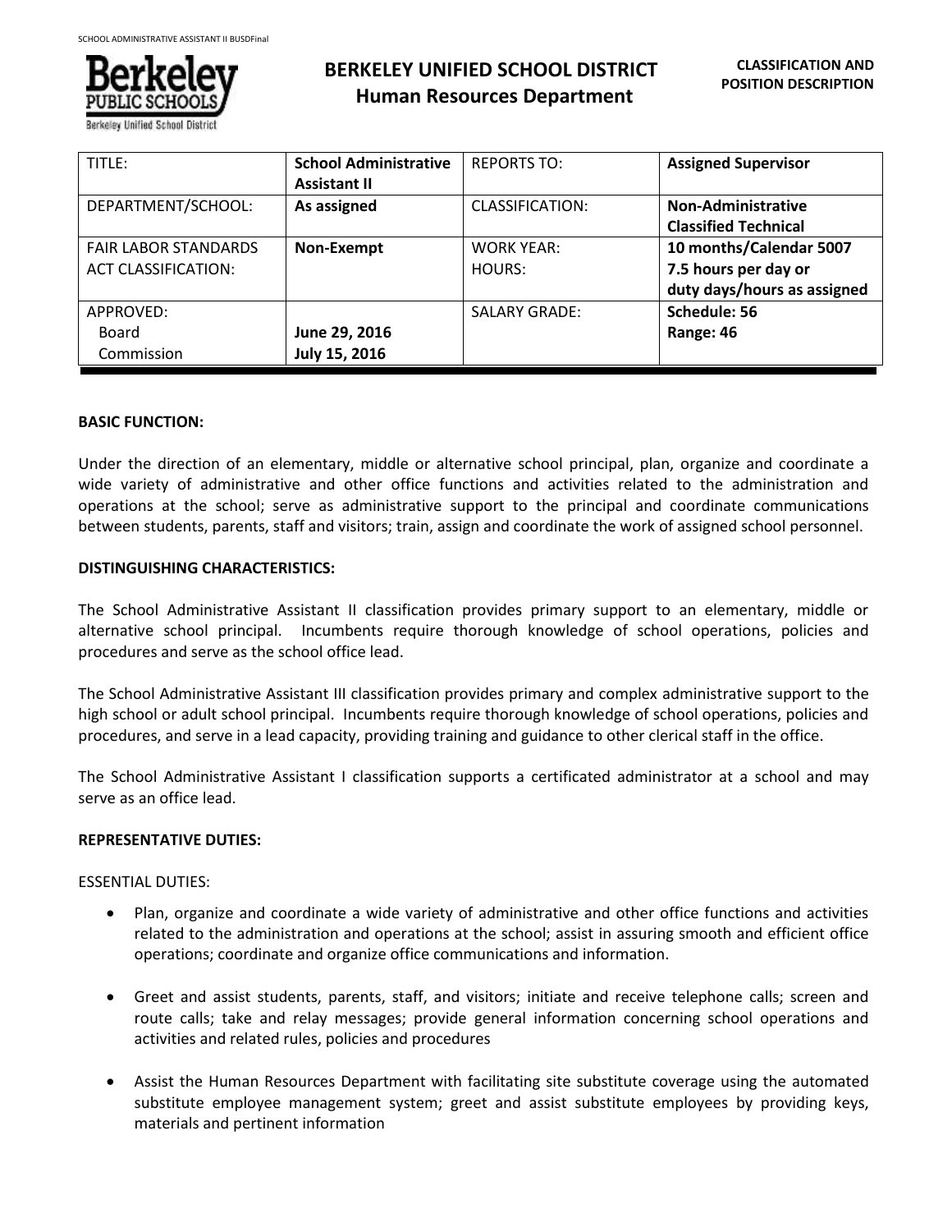# BERKELEY UNIFIED SCHOOL DISTRICT
## Human Resources Department

**CLASSIFICATION AND POSITION DESCRIPTION**

| TITLE: | **School Administrative Assistant II** | REPORTS TO: | **Assigned Supervisor** |
|---|---|---|---|
| DEPARTMENT/SCHOOL: | **As assigned** | CLASSIFICATION: | **Non-Administrative Classified Technical** |
| FAIR LABOR STANDARDS ACT CLASSIFICATION: | **Non-Exempt** | WORK YEAR: HOURS: | **10 months/Calendar 5007 7.5 hours per day or duty days/hours as assigned** |
| APPROVED: Board Commission | **June 29, 2016 July 15, 2016** | SALARY GRADE: | **Schedule: 56 Range: 46** |

**BASIC FUNCTION:**

Under the direction of an elementary, middle or alternative school principal, plan, organize and coordinate a wide variety of administrative and other office functions and activities related to the administration and operations at the school; serve as administrative support to the principal and coordinate communications between students, parents, staff and visitors; train, assign and coordinate the work of assigned school personnel.

**DISTINGUISHING CHARACTERISTICS:**

The School Administrative Assistant II classification provides primary support to an elementary, middle or alternative school principal. Incumbents require thorough knowledge of school operations, policies and procedures and serve as the school office lead.

The School Administrative Assistant III classification provides primary and complex administrative support to the high school or adult school principal. Incumbents require thorough knowledge of school operations, policies and procedures, and serve in a lead capacity, providing training and guidance to other clerical staff in the office.

The School Administrative Assistant I classification supports a certificated administrator at a school and may serve as an office lead.

**REPRESENTATIVE DUTIES:**

ESSENTIAL DUTIES:

- Plan, organize and coordinate a wide variety of administrative and other office functions and activities related to the administration and operations at the school; assist in assuring smooth and efficient office operations; coordinate and organize office communications and information.

- Greet and assist students, parents, staff, and visitors; initiate and receive telephone calls; screen and route calls; take and relay messages; provide general information concerning school operations and activities and related rules, policies and procedures

- Assist the Human Resources Department with facilitating site substitute coverage using the automated substitute employee management system; greet and assist substitute employees by providing keys, materials and pertinent information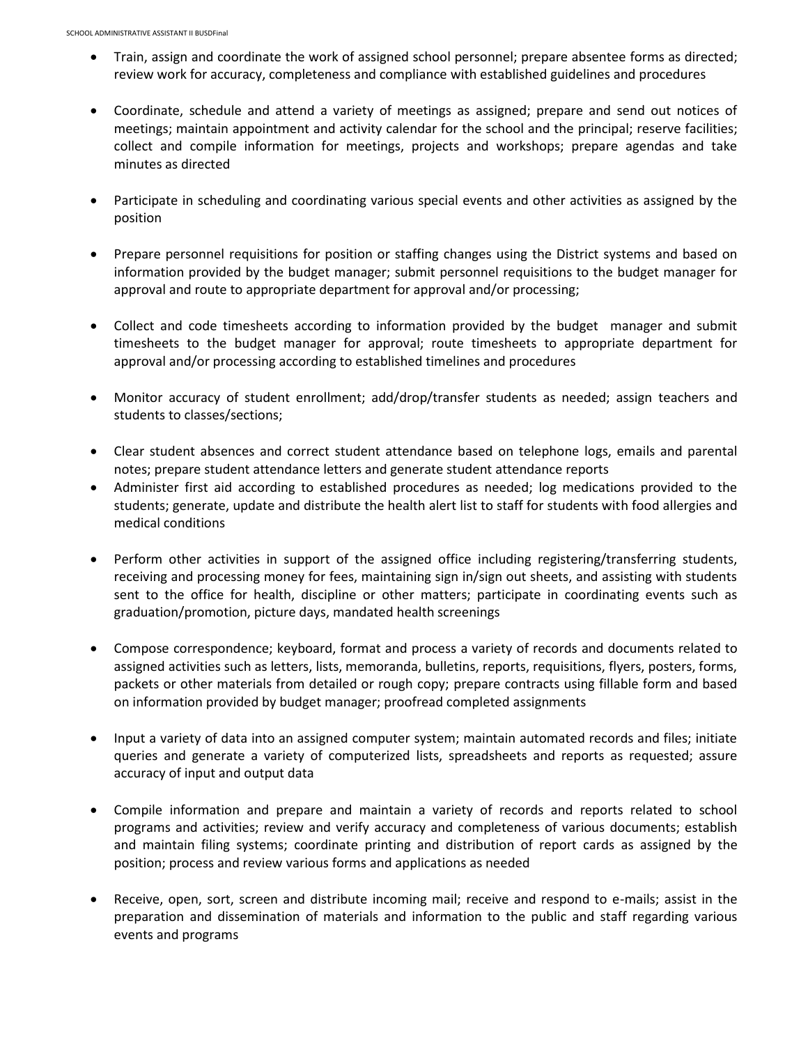- Train, assign and coordinate the work of assigned school personnel; prepare absentee forms as directed; review work for accuracy, completeness and compliance with established guidelines and procedures

- Coordinate, schedule and attend a variety of meetings as assigned; prepare and send out notices of meetings; maintain appointment and activity calendar for the school and the principal; reserve facilities; collect and compile information for meetings, projects and workshops; prepare agendas and take minutes as directed

- Participate in scheduling and coordinating various special events and other activities as assigned by the position

- Prepare personnel requisitions for position or staffing changes using the District systems and based on information provided by the budget manager; submit personnel requisitions to the budget manager for approval and route to appropriate department for approval and/or processing;

- Collect and code timesheets according to information provided by the budget manager and submit timesheets to the budget manager for approval; route timesheets to appropriate department for approval and/or processing according to established timelines and procedures

- Monitor accuracy of student enrollment; add/drop/transfer students as needed; assign teachers and students to classes/sections;

- Clear student absences and correct student attendance based on telephone logs, emails and parental notes; prepare student attendance letters and generate student attendance reports
- Administer first aid according to established procedures as needed; log medications provided to the students; generate, update and distribute the health alert list to staff for students with food allergies and medical conditions

- Perform other activities in support of the assigned office including registering/transferring students, receiving and processing money for fees, maintaining sign in/sign out sheets, and assisting with students sent to the office for health, discipline or other matters; participate in coordinating events such as graduation/promotion, picture days, mandated health screenings

- Compose correspondence; keyboard, format and process a variety of records and documents related to assigned activities such as letters, lists, memoranda, bulletins, reports, requisitions, flyers, posters, forms, packets or other materials from detailed or rough copy; prepare contracts using fillable form and based on information provided by budget manager; proofread completed assignments

- Input a variety of data into an assigned computer system; maintain automated records and files; initiate queries and generate a variety of computerized lists, spreadsheets and reports as requested; assure accuracy of input and output data

- Compile information and prepare and maintain a variety of records and reports related to school programs and activities; review and verify accuracy and completeness of various documents; establish and maintain filing systems; coordinate printing and distribution of report cards as assigned by the position; process and review various forms and applications as needed

- Receive, open, sort, screen and distribute incoming mail; receive and respond to e-mails; assist in the preparation and dissemination of materials and information to the public and staff regarding various events and programs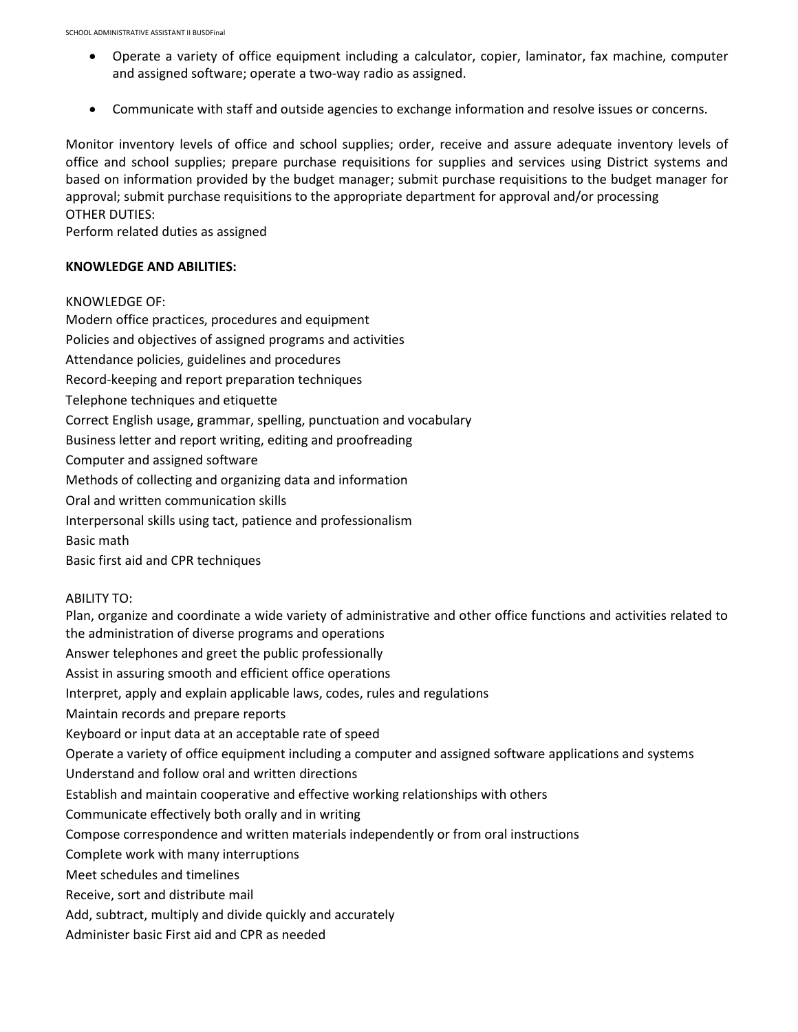- Operate a variety of office equipment including a calculator, copier, laminator, fax machine, computer and assigned software; operate a two-way radio as assigned.
- Communicate with staff and outside agencies to exchange information and resolve issues or concerns.

Monitor inventory levels of office and school supplies; order, receive and assure adequate inventory levels of office and school supplies; prepare purchase requisitions for supplies and services using District systems and based on information provided by the budget manager; submit purchase requisitions to the budget manager for approval; submit purchase requisitions to the appropriate department for approval and/or processing

OTHER DUTIES:

Perform related duties as assigned

**KNOWLEDGE AND ABILITIES:**

KNOWLEDGE OF:

Modern office practices, procedures and equipment

Policies and objectives of assigned programs and activities

Attendance policies, guidelines and procedures

Record-keeping and report preparation techniques

Telephone techniques and etiquette

Correct English usage, grammar, spelling, punctuation and vocabulary

Business letter and report writing, editing and proofreading

Computer and assigned software

Methods of collecting and organizing data and information

Oral and written communication skills

Interpersonal skills using tact, patience and professionalism

Basic math

Basic first aid and CPR techniques

ABILITY TO:

Plan, organize and coordinate a wide variety of administrative and other office functions and activities related to the administration of diverse programs and operations

Answer telephones and greet the public professionally

Assist in assuring smooth and efficient office operations

Interpret, apply and explain applicable laws, codes, rules and regulations

Maintain records and prepare reports

Keyboard or input data at an acceptable rate of speed

Operate a variety of office equipment including a computer and assigned software applications and systems

Understand and follow oral and written directions

Establish and maintain cooperative and effective working relationships with others

Communicate effectively both orally and in writing

Compose correspondence and written materials independently or from oral instructions

Complete work with many interruptions

Meet schedules and timelines

Receive, sort and distribute mail

Add, subtract, multiply and divide quickly and accurately

Administer basic First aid and CPR as needed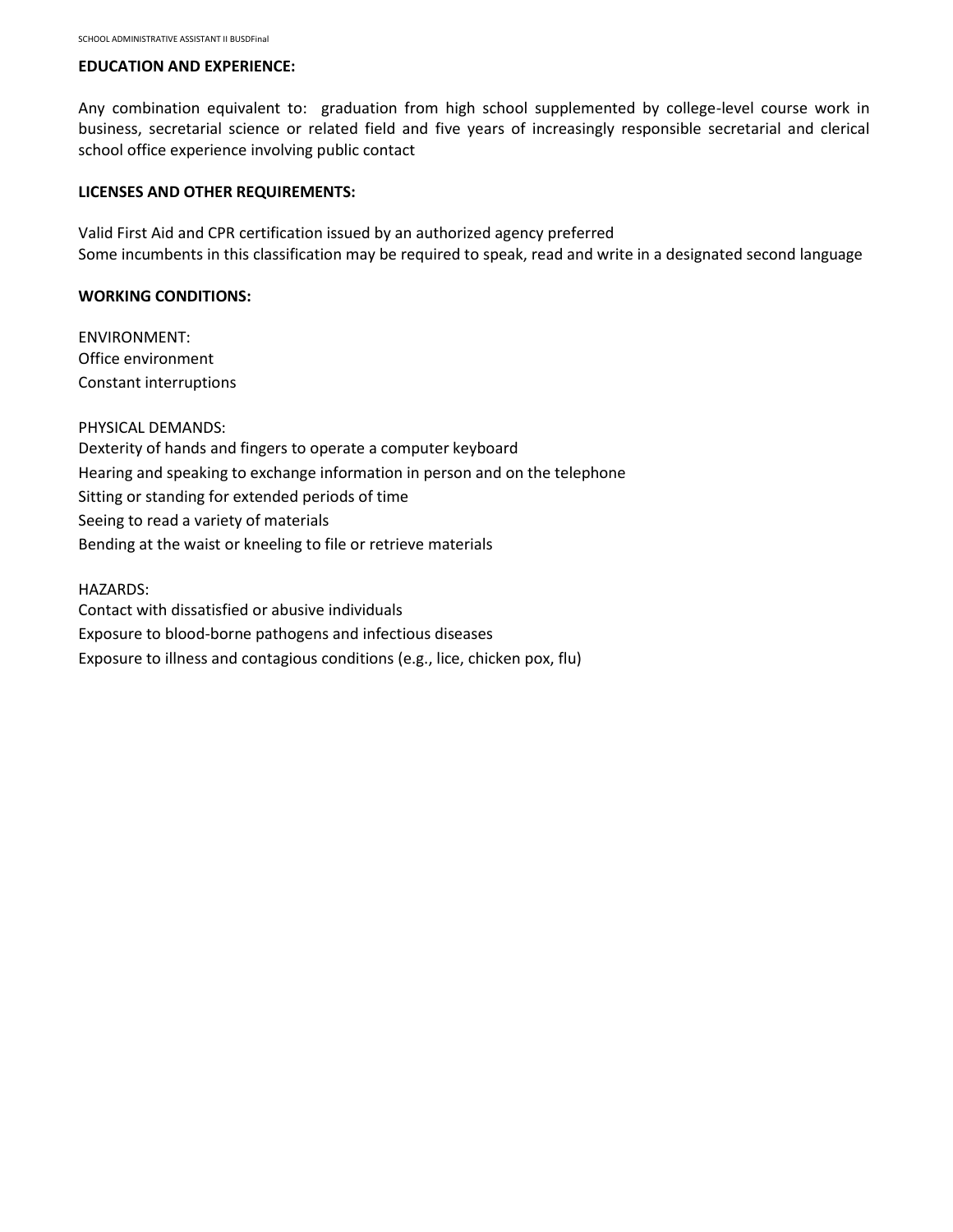**EDUCATION AND EXPERIENCE:**

Any combination equivalent to: graduation from high school supplemented by college-level course work in business, secretarial science or related field and five years of increasingly responsible secretarial and clerical school office experience involving public contact

**LICENSES AND OTHER REQUIREMENTS:**

Valid First Aid and CPR certification issued by an authorized agency preferred
Some incumbents in this classification may be required to speak, read and write in a designated second language

**WORKING CONDITIONS:**

ENVIRONMENT:
Office environment
Constant interruptions

PHYSICAL DEMANDS:
Dexterity of hands and fingers to operate a computer keyboard
Hearing and speaking to exchange information in person and on the telephone
Sitting or standing for extended periods of time
Seeing to read a variety of materials
Bending at the waist or kneeling to file or retrieve materials

HAZARDS:
Contact with dissatisfied or abusive individuals
Exposure to blood-borne pathogens and infectious diseases
Exposure to illness and contagious conditions (e.g., lice, chicken pox, flu)